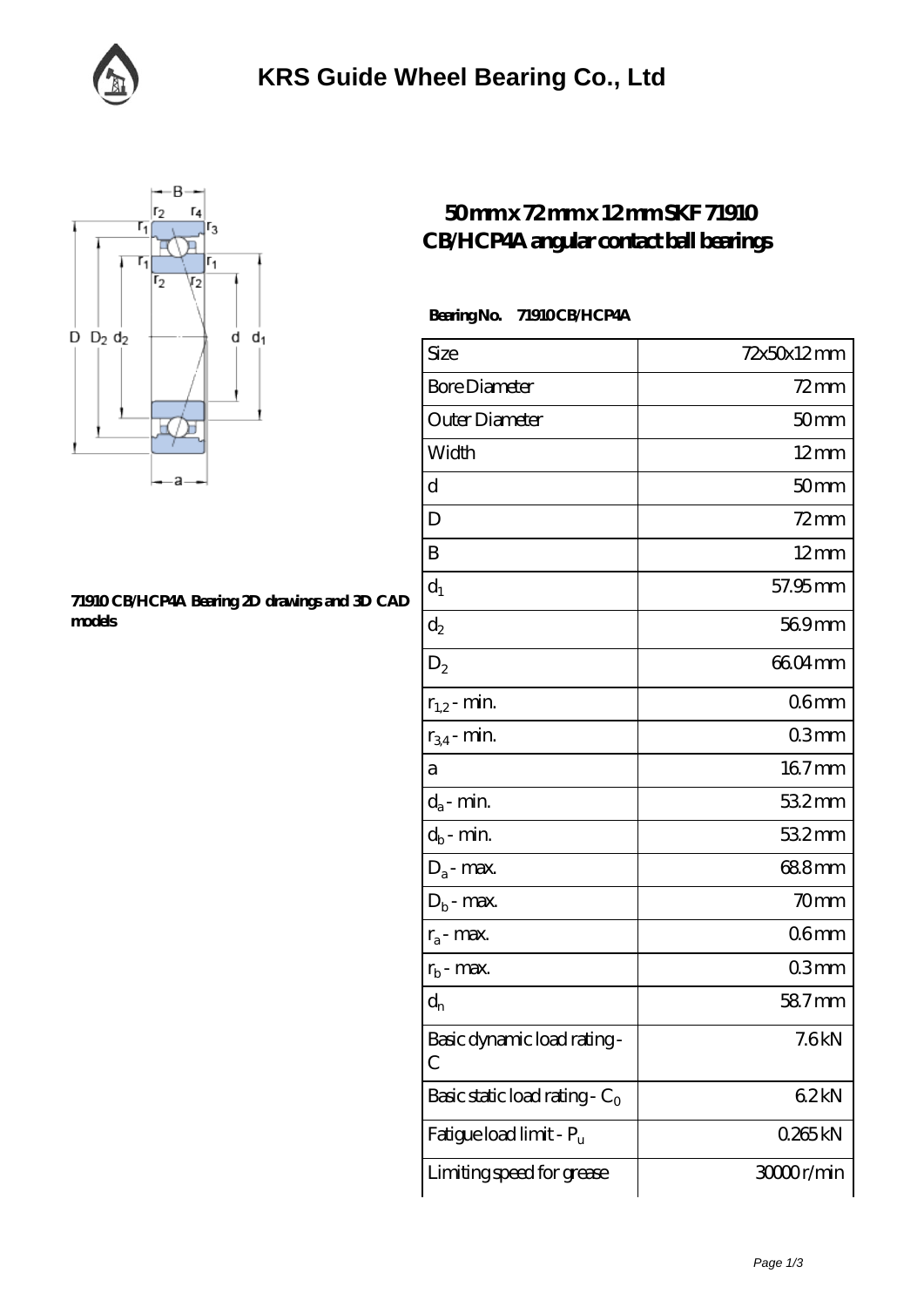# KRS Guide Wheel Bearing Co., Ltd

## 50 mm x 72 mm x 12 mm SKF 71910 CB/HCP4A angular contact ball bearings

**Bearing No. 71910 CB/HCP4A**

71910 CB/HCP4A Bearing 2D drawings and 3D CAD models

| Size | 72x50x12 mm |
|---|---|
| Bore Diameter | 72 mm |
| Outer Diameter | 50 mm |
| Width | 12 mm |
| d | 50 mm |
| D | 72 mm |
| B | 12 mm |
| $d_1$ | 57.95 mm |
| $d_2$ | 56.9 mm |
| $D_2$ | 66.04 mm |
| $r_{1,2}$ - min. | 0.6 mm |
| $r_{3,4}$ - min. | 0.3 mm |
| a | 16.7 mm |
| $d_a$ - min. | 53.2 mm |
| $d_b$ - min. | 53.2 mm |
| $D_a$ - max. | 68.8 mm |
| $D_b$ - max. | 70 mm |
| $r_a$ - max. | 0.6 mm |
| $r_b$ - max. | 0.3 mm |
| $d_n$ | 58.7 mm |
| Basic dynamic load rating - C | 7.6 kN |
| Basic static load rating - $C_0$ | 6.2 kN |
| Fatigue load limit - $P_u$ | 0.265 kN |
| Limiting speed for grease | 30000 r/min |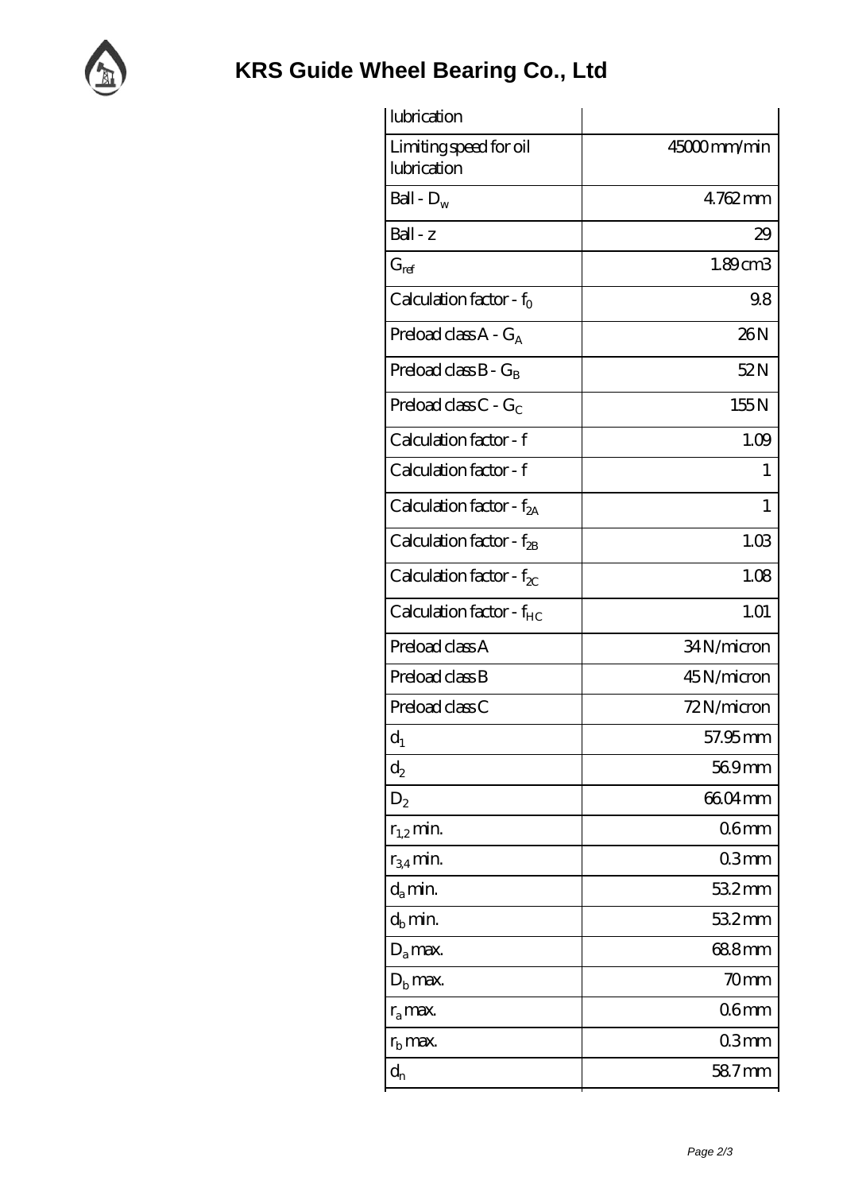# KRS Guide Wheel Bearing Co., Ltd

| lubrication | |
|---|---|
| Limiting speed for oil lubrication | 45000 mm/min |
| Ball - $D_w$ | 4.762 mm |
| Ball - z | 29 |
| $G_{ref}$ | 1.89 cm3 |
| Calculation factor - $f_0$ | 9.8 |
| Preload class A - $G_A$ | 26 N |
| Preload class B - $G_B$ | 52 N |
| Preload class C - $G_C$ | 155 N |
| Calculation factor - f | 1.09 |
| Calculation factor - f | 1 |
| Calculation factor - $f_{2A}$ | 1 |
| Calculation factor - $f_{2B}$ | 1.03 |
| Calculation factor - $f_{2C}$ | 1.08 |
| Calculation factor - $f_{HC}$ | 1.01 |
| Preload class A | 34 N/micron |
| Preload class B | 45 N/micron |
| Preload class C | 72 N/micron |
| $d_1$ | 57.95 mm |
| $d_2$ | 56.9 mm |
| $D_2$ | 66.04 mm |
| $r_{1,2}$ min. | 0.6 mm |
| $r_{3,4}$ min. | 0.3 mm |
| $d_a$ min. | 53.2 mm |
| $d_b$ min. | 53.2 mm |
| $D_a$ max. | 68.8 mm |
| $D_b$ max. | 70 mm |
| $r_a$ max. | 0.6 mm |
| $r_b$ max. | 0.3 mm |
| $d_n$ | 58.7 mm |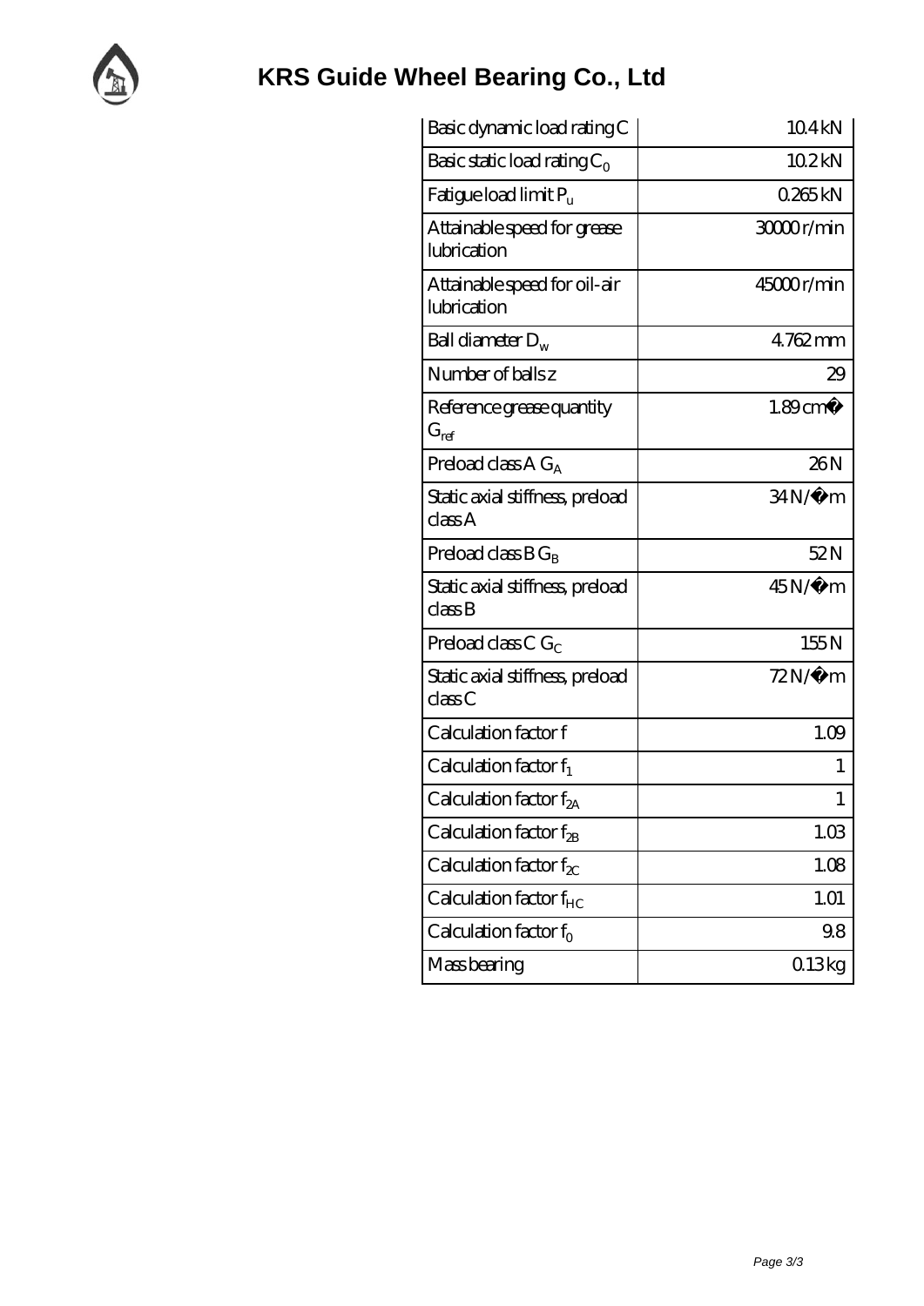# KRS Guide Wheel Bearing Co., Ltd

| | |
|---|---|
| Basic dynamic load rating C | 10.4 kN |
| Basic static load rating $C_0$ | 10.2 kN |
| Fatigue load limit $P_u$ | 0.265 kN |
| Attainable speed for grease lubrication | 30000 r/min |
| Attainable speed for oil-air lubrication | 45000 r/min |
| Ball diameter $D_w$ | 4.762 mm |
| Number of balls z | 29 |
| Reference grease quantity $G_{ref}$ | 1.89 cm� |
| Preload class A $G_A$ | 26 N |
| Static axial stiffness, preload class A | 34 N/�m |
| Preload class B $G_B$ | 52 N |
| Static axial stiffness, preload class B | 45 N/�m |
| Preload class C $G_C$ | 155 N |
| Static axial stiffness, preload class C | 72 N/�m |
| Calculation factor f | 1.09 |
| Calculation factor $f_1$ | 1 |
| Calculation factor $f_{2A}$ | 1 |
| Calculation factor $f_{2B}$ | 1.03 |
| Calculation factor $f_{2C}$ | 1.08 |
| Calculation factor $f_{HC}$ | 1.01 |
| Calculation factor $f_0$ | 9.8 |
| Mass bearing | 0.13 kg |